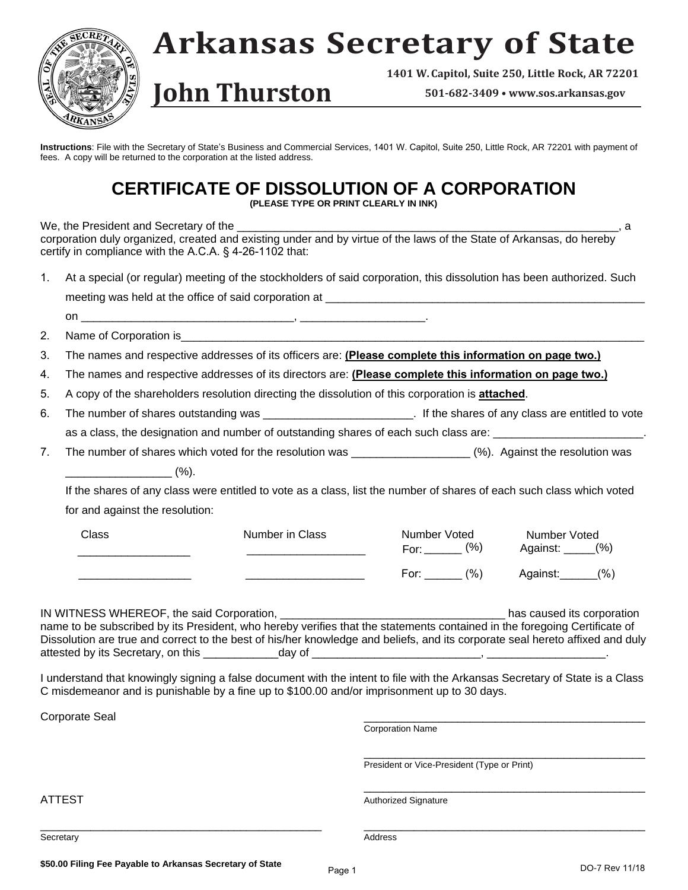# Arkansas Secretary of State

## John Thurston

1401 W. Capitol, Suite 250, Little Rock, AR 72201

501-682-3409 • www.sos.arkansas.gov

**Instructions**: File with the Secretary of State's Business and Commercial Services, 1401 W. Capitol, Suite 250, Little Rock, AR 72201 with payment of fees. A copy will be returned to the corporation at the listed address.

# CERTIFICATE OF DISSOLUTION OF A CORPORATION

**(PLEASE TYPE OR PRINT CLEARLY IN INK)**

We, the President and Secretary of the ______________________________________________________________, a corporation duly organized, created and existing under and by virtue of the laws of the State of Arkansas, do hereby certify in compliance with the A.C.A. § 4-26-1102 that:

1. At a special (or regular) meeting of the stockholders of said corporation, this dissolution has been authorized. Such meeting was held at the office of said corporation at ______________________________________________________ on __________________________________, ___________________.
2. Name of Corporation is_____________________________________________________________________________
3. The names and respective addresses of its officers are: **(Please complete this information on page two.)**
4. The names and respective addresses of its directors are: **(Please complete this information on page two.)**
5. A copy of the shareholders resolution directing the dissolution of this corporation is **attached**.
6. The number of shares outstanding was ________________________. If the shares of any class are entitled to vote as a class, the designation and number of outstanding shares of each such class are: ________________________.
7. The number of shares which voted for the resolution was __________________ (%). Against the resolution was ________________ (%).

   If the shares of any class were entitled to vote as a class, list the number of shares of each such class which voted for and against the resolution:

| Class | Number in Class | Number Voted | Number Voted |
|---|---|---|---|
| _________________ | __________________ | For: ______ (%) | Against: _____(%) |
| _________________ | __________________ | For: ______ (%) | Against:______(%) |

IN WITNESS WHEREOF, the said Corporation, ___________________________________ has caused its corporation name to be subscribed by its President, who hereby verifies that the statements contained in the foregoing Certificate of Dissolution are true and correct to the best of his/her knowledge and beliefs, and its corporate seal hereto affixed and duly attested by its Secretary, on this ___________day of __________________________, __________________.

I understand that knowingly signing a false document with the intent to file with the Arkansas Secretary of State is a Class C misdemeanor and is punishable by a fine up to $100.00 and/or imprisonment up to 30 days.

Corporate Seal

______________________________________________
Corporation Name

______________________________________________
President or Vice-President (Type or Print)

ATTEST

______________________________________________
Authorized Signature

______________________________________________
Secretary

______________________________________________
Address

**$50.00 Filing Fee Payable to Arkansas Secretary of State**

DO-7 Rev 11/18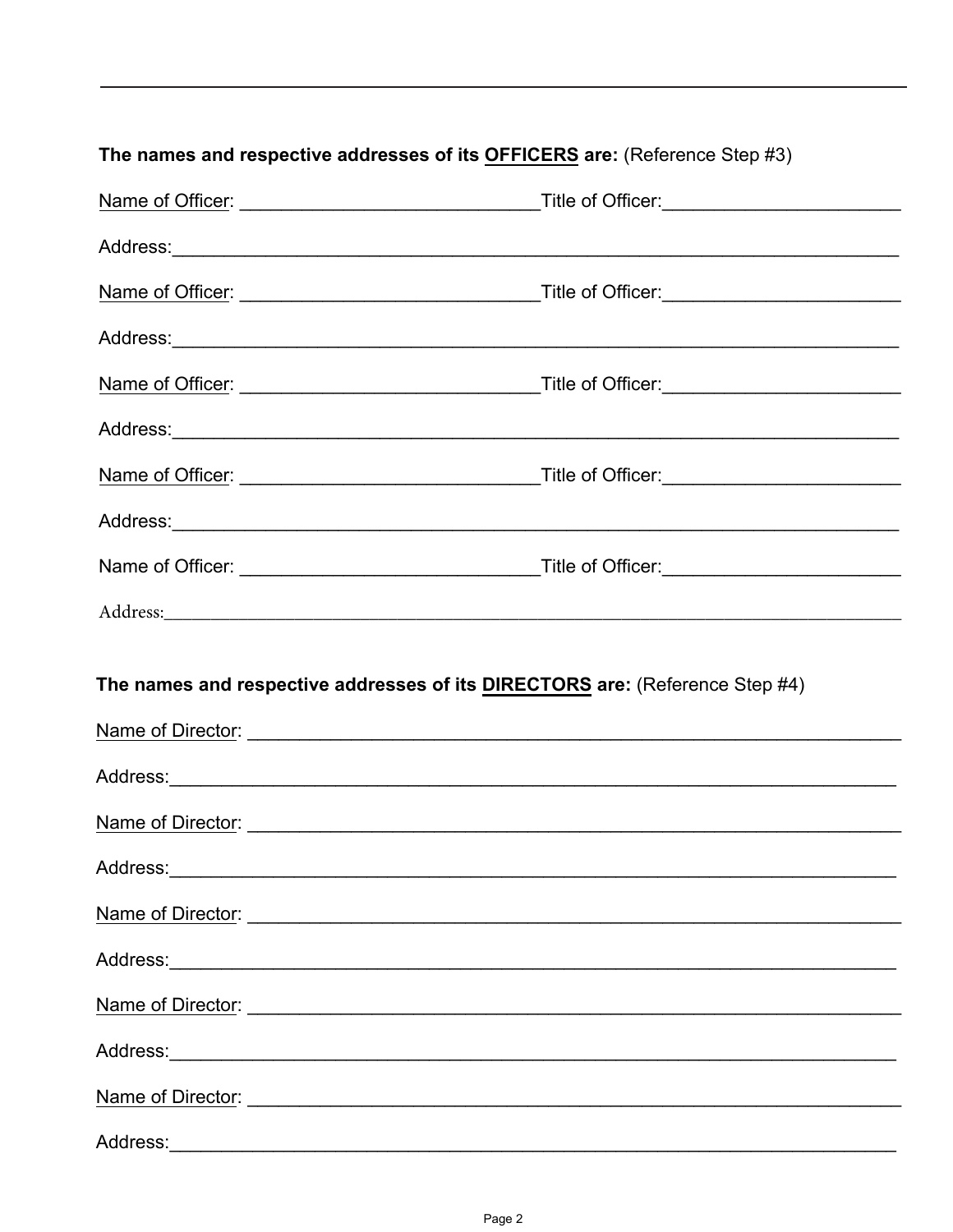**The names and respective addresses of its OFFICERS are:** (Reference Step #3)

Name of Officer: ______________________________ Title of Officer: ________________________

Address: ______________________________________________________________________________

Name of Officer: ______________________________ Title of Officer: ________________________

Address: ______________________________________________________________________________

Name of Officer: ______________________________ Title of Officer: ________________________

Address: ______________________________________________________________________________

Name of Officer: ______________________________ Title of Officer: ________________________

Address: ______________________________________________________________________________

Name of Officer: ______________________________ Title of Officer: ________________________

Address: ______________________________________________________________________________

**The names and respective addresses of its DIRECTORS are:** (Reference Step #4)

Name of Director: _____________________________________________________________________

Address: ______________________________________________________________________________

Name of Director: _____________________________________________________________________

Address: ______________________________________________________________________________

Name of Director: _____________________________________________________________________

Address: ______________________________________________________________________________

Name of Director: _____________________________________________________________________

Address: ______________________________________________________________________________

Name of Director: _____________________________________________________________________

Address: ______________________________________________________________________________